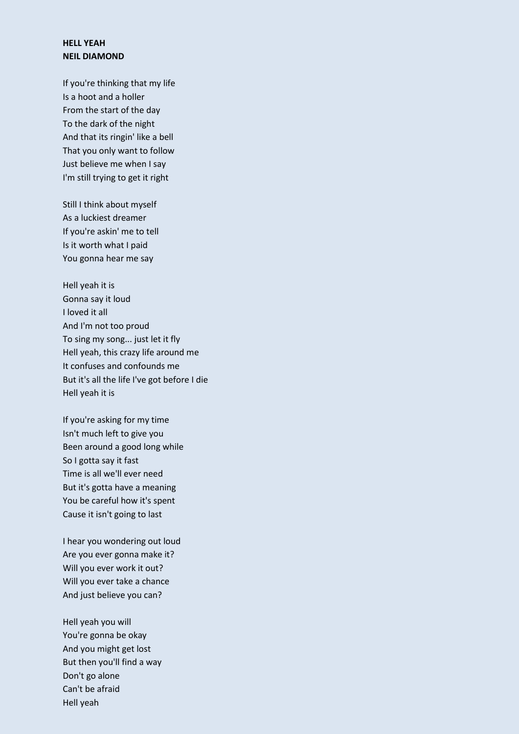**HELL YEAH**
**NEIL DIAMOND**

If you're thinking that my life
Is a hoot and a holler
From the start of the day
To the dark of the night
And that its ringin' like a bell
That you only want to follow
Just believe me when I say
I'm still trying to get it right

Still I think about myself
As a luckiest dreamer
If you're askin' me to tell
Is it worth what I paid
You gonna hear me say

Hell yeah it is
Gonna say it loud
I loved it all
And I'm not too proud
To sing my song... just let it fly
Hell yeah, this crazy life around me
It confuses and confounds me
But it's all the life I've got before I die
Hell yeah it is

If you're asking for my time
Isn't much left to give you
Been around a good long while
So I gotta say it fast
Time is all we'll ever need
But it's gotta have a meaning
You be careful how it's spent
Cause it isn't going to last

I hear you wondering out loud
Are you ever gonna make it?
Will you ever work it out?
Will you ever take a chance
And just believe you can?

Hell yeah you will
You're gonna be okay
And you might get lost
But then you'll find a way
Don't go alone
Can't be afraid
Hell yeah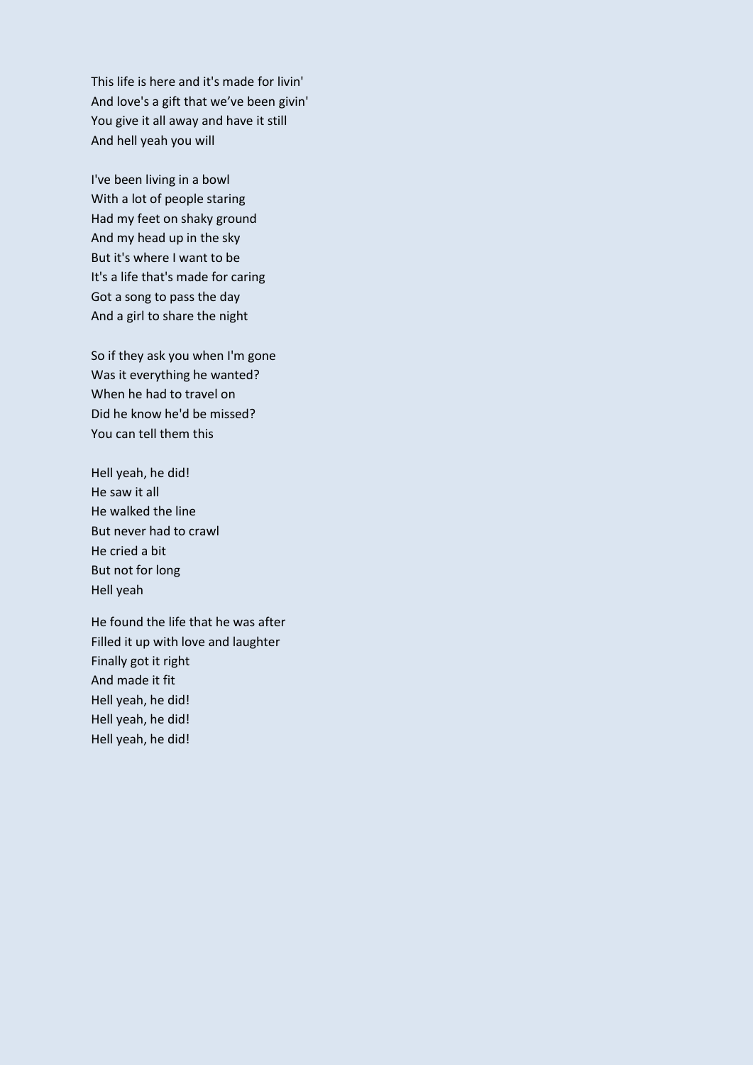This life is here and it's made for livin'
And love's a gift that we've been givin'
You give it all away and have it still
And hell yeah you will

I've been living in a bowl
With a lot of people staring
Had my feet on shaky ground
And my head up in the sky
But it's where I want to be
It's a life that's made for caring
Got a song to pass the day
And a girl to share the night

So if they ask you when I'm gone
Was it everything he wanted?
When he had to travel on
Did he know he'd be missed?
You can tell them this

Hell yeah, he did!
He saw it all
He walked the line
But never had to crawl
He cried a bit
But not for long
Hell yeah

He found the life that he was after
Filled it up with love and laughter
Finally got it right
And made it fit
Hell yeah, he did!
Hell yeah, he did!
Hell yeah, he did!